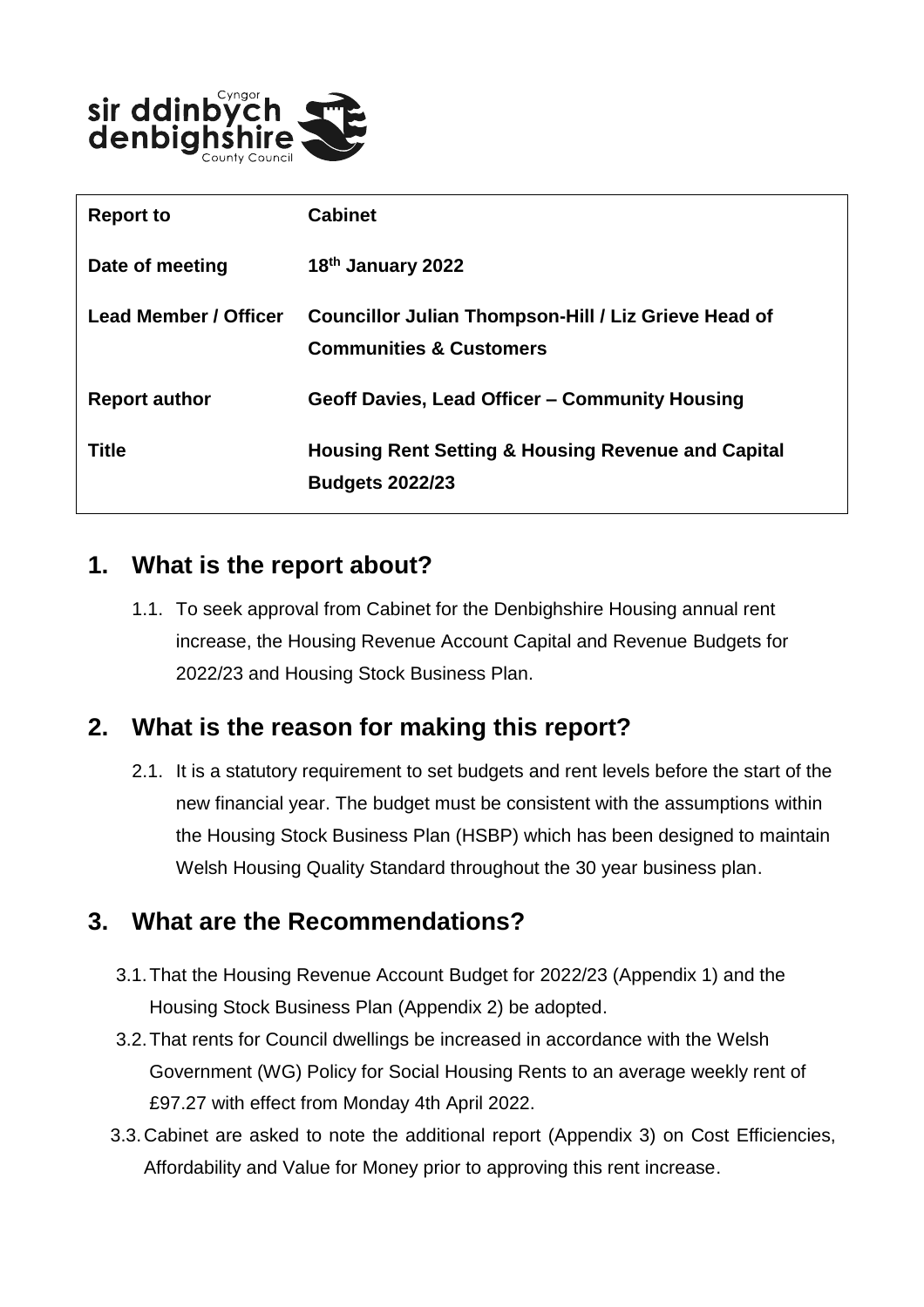| Report to | Cabinet |
|---|---|
| Date of meeting | 18th January 2022 |
| Lead Member / Officer | Councillor Julian Thompson-Hill / Liz Grieve Head of Communities & Customers |
| Report author | Geoff Davies, Lead Officer – Community Housing |
| Title | Housing Rent Setting & Housing Revenue and Capital Budgets 2022/23 |

## 1. What is the report about?

1.1. To seek approval from Cabinet for the Denbighshire Housing annual rent increase, the Housing Revenue Account Capital and Revenue Budgets for 2022/23 and Housing Stock Business Plan.

## 2. What is the reason for making this report?

2.1. It is a statutory requirement to set budgets and rent levels before the start of the new financial year. The budget must be consistent with the assumptions within the Housing Stock Business Plan (HSBP) which has been designed to maintain Welsh Housing Quality Standard throughout the 30 year business plan.

## 3. What are the Recommendations?

3.1. That the Housing Revenue Account Budget for 2022/23 (Appendix 1) and the Housing Stock Business Plan (Appendix 2) be adopted.

3.2. That rents for Council dwellings be increased in accordance with the Welsh Government (WG) Policy for Social Housing Rents to an average weekly rent of £97.27 with effect from Monday 4th April 2022.

3.3. Cabinet are asked to note the additional report (Appendix 3) on Cost Efficiencies, Affordability and Value for Money prior to approving this rent increase.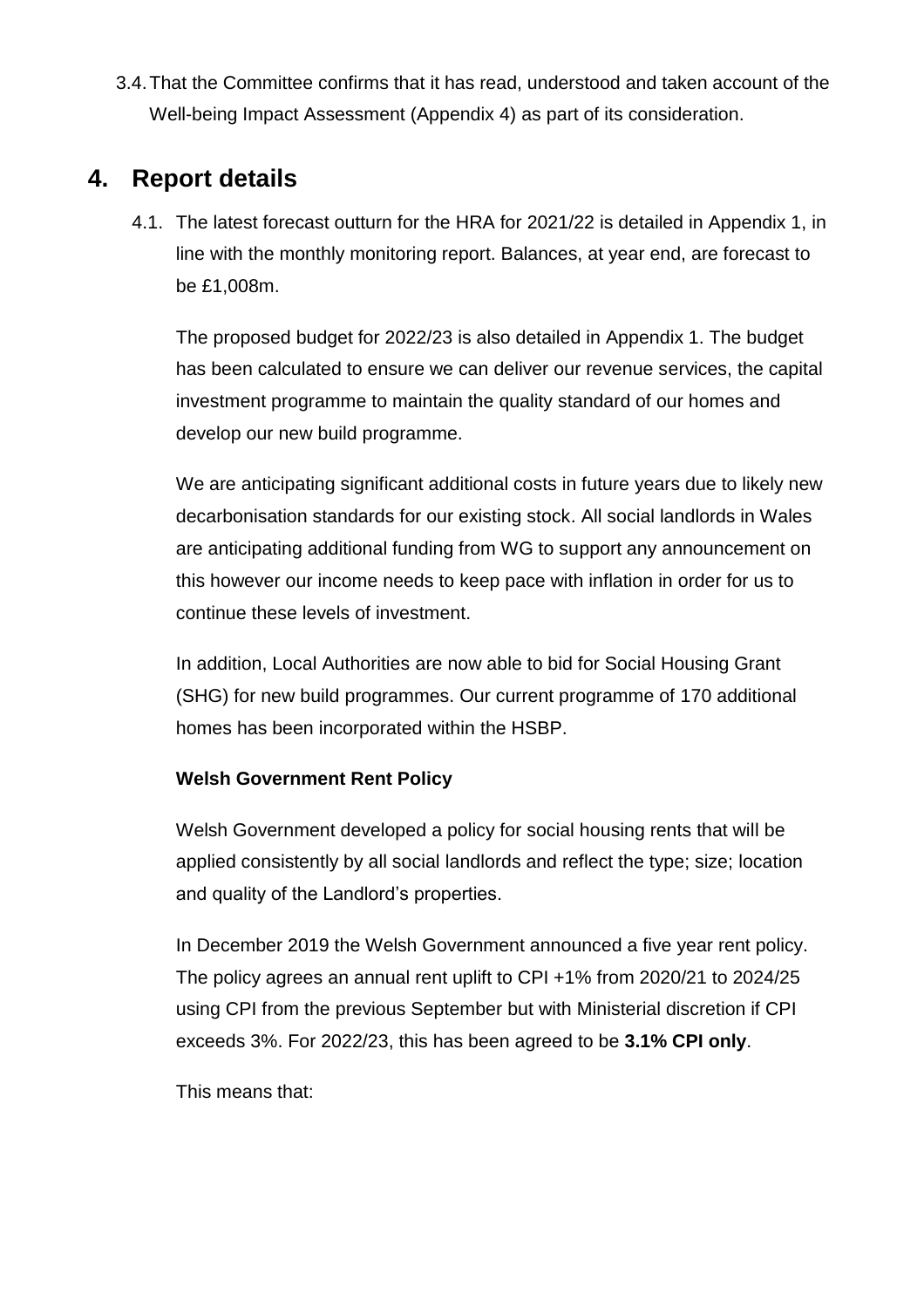3.4. That the Committee confirms that it has read, understood and taken account of the Well-being Impact Assessment (Appendix 4) as part of its consideration.

## 4. Report details

4.1. The latest forecast outturn for the HRA for 2021/22 is detailed in Appendix 1, in line with the monthly monitoring report. Balances, at year end, are forecast to be £1,008m.

The proposed budget for 2022/23 is also detailed in Appendix 1. The budget has been calculated to ensure we can deliver our revenue services, the capital investment programme to maintain the quality standard of our homes and develop our new build programme.

We are anticipating significant additional costs in future years due to likely new decarbonisation standards for our existing stock. All social landlords in Wales are anticipating additional funding from WG to support any announcement on this however our income needs to keep pace with inflation in order for us to continue these levels of investment.

In addition, Local Authorities are now able to bid for Social Housing Grant (SHG) for new build programmes. Our current programme of 170 additional homes has been incorporated within the HSBP.

**Welsh Government Rent Policy**

Welsh Government developed a policy for social housing rents that will be applied consistently by all social landlords and reflect the type; size; location and quality of the Landlord's properties.

In December 2019 the Welsh Government announced a five year rent policy. The policy agrees an annual rent uplift to CPI +1% from 2020/21 to 2024/25 using CPI from the previous September but with Ministerial discretion if CPI exceeds 3%. For 2022/23, this has been agreed to be **3.1% CPI only**.

This means that: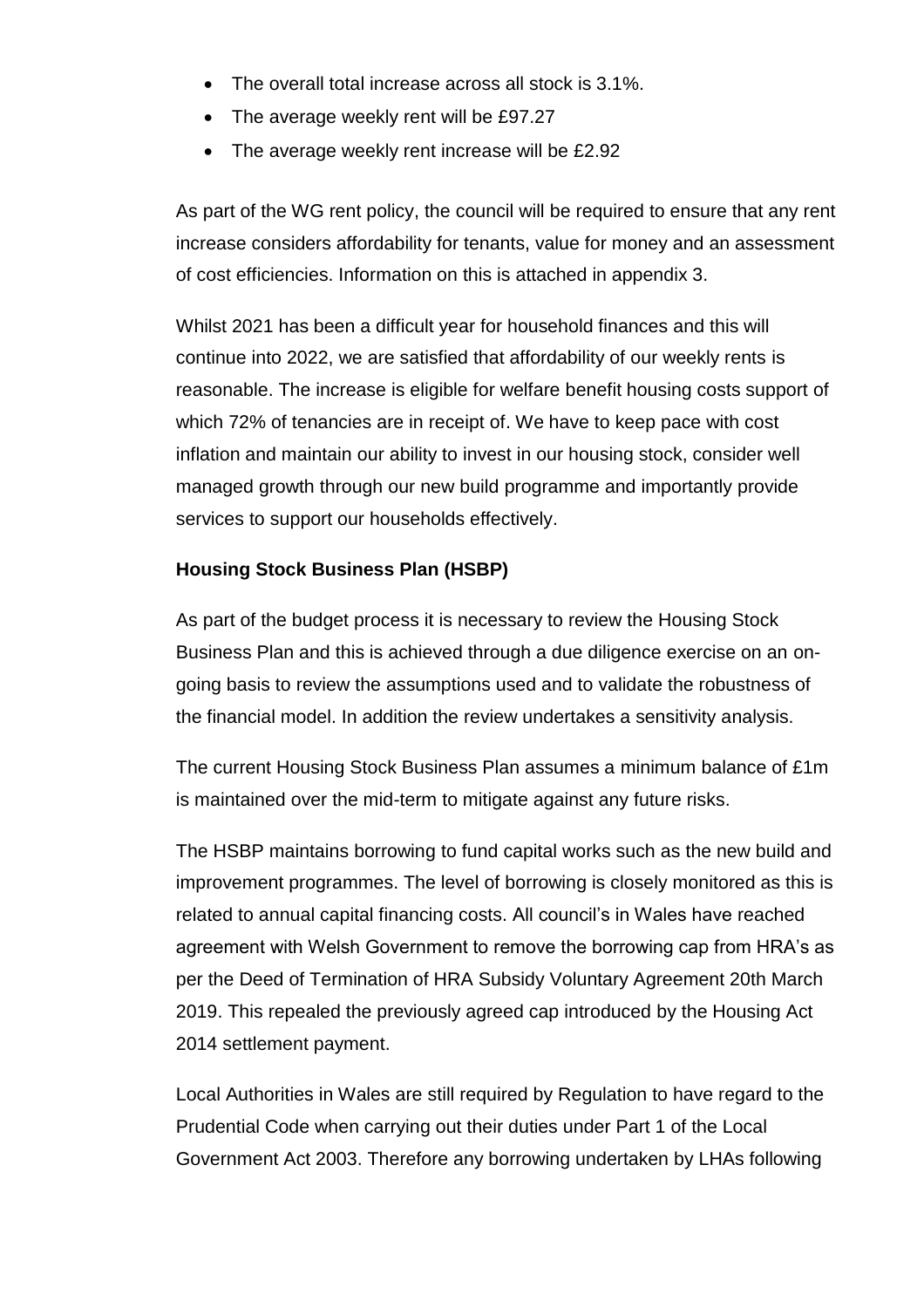- The overall total increase across all stock is 3.1%.
- The average weekly rent will be £97.27
- The average weekly rent increase will be £2.92

As part of the WG rent policy, the council will be required to ensure that any rent increase considers affordability for tenants, value for money and an assessment of cost efficiencies. Information on this is attached in appendix 3.

Whilst 2021 has been a difficult year for household finances and this will continue into 2022, we are satisfied that affordability of our weekly rents is reasonable. The increase is eligible for welfare benefit housing costs support of which 72% of tenancies are in receipt of. We have to keep pace with cost inflation and maintain our ability to invest in our housing stock, consider well managed growth through our new build programme and importantly provide services to support our households effectively.

**Housing Stock Business Plan (HSBP)**

As part of the budget process it is necessary to review the Housing Stock Business Plan and this is achieved through a due diligence exercise on an on-going basis to review the assumptions used and to validate the robustness of the financial model. In addition the review undertakes a sensitivity analysis.

The current Housing Stock Business Plan assumes a minimum balance of £1m is maintained over the mid-term to mitigate against any future risks.

The HSBP maintains borrowing to fund capital works such as the new build and improvement programmes. The level of borrowing is closely monitored as this is related to annual capital financing costs. All council's in Wales have reached agreement with Welsh Government to remove the borrowing cap from HRA's as per the Deed of Termination of HRA Subsidy Voluntary Agreement 20th March 2019. This repealed the previously agreed cap introduced by the Housing Act 2014 settlement payment.

Local Authorities in Wales are still required by Regulation to have regard to the Prudential Code when carrying out their duties under Part 1 of the Local Government Act 2003. Therefore any borrowing undertaken by LHAs following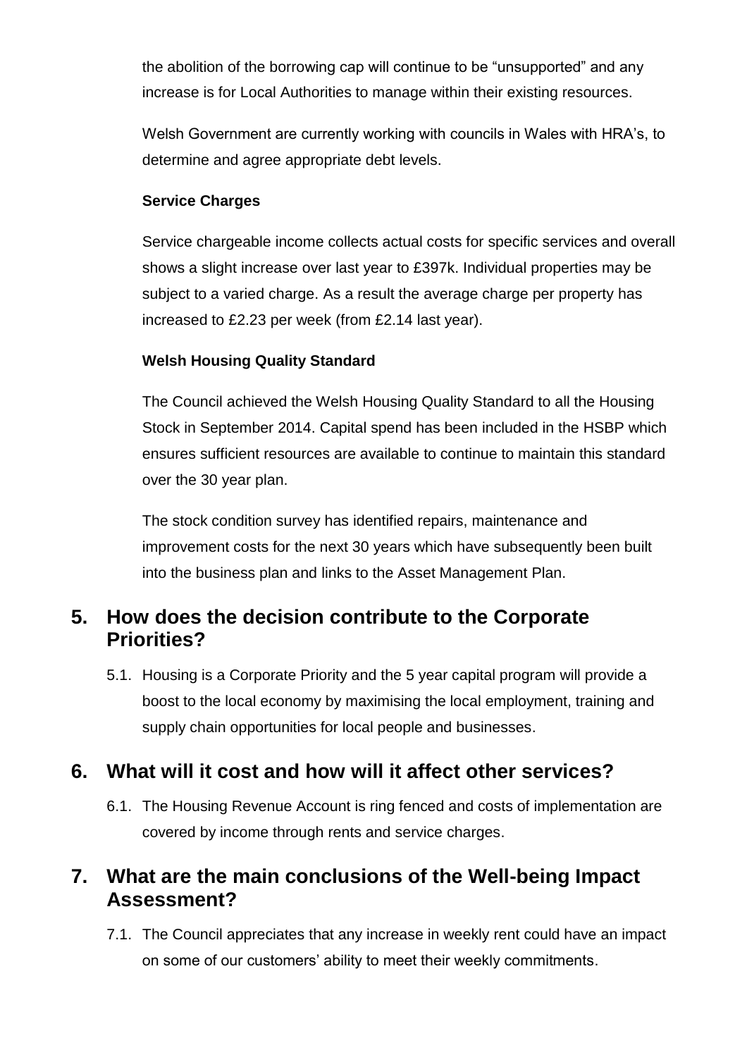the abolition of the borrowing cap will continue to be "unsupported" and any increase is for Local Authorities to manage within their existing resources.

Welsh Government are currently working with councils in Wales with HRA's, to determine and agree appropriate debt levels.

**Service Charges**

Service chargeable income collects actual costs for specific services and overall shows a slight increase over last year to £397k. Individual properties may be subject to a varied charge. As a result the average charge per property has increased to £2.23 per week (from £2.14 last year).

**Welsh Housing Quality Standard**

The Council achieved the Welsh Housing Quality Standard to all the Housing Stock in September 2014. Capital spend has been included in the HSBP which ensures sufficient resources are available to continue to maintain this standard over the 30 year plan.

The stock condition survey has identified repairs, maintenance and improvement costs for the next 30 years which have subsequently been built into the business plan and links to the Asset Management Plan.

## 5. How does the decision contribute to the Corporate Priorities?

5.1. Housing is a Corporate Priority and the 5 year capital program will provide a boost to the local economy by maximising the local employment, training and supply chain opportunities for local people and businesses.

## 6. What will it cost and how will it affect other services?

6.1. The Housing Revenue Account is ring fenced and costs of implementation are covered by income through rents and service charges.

## 7. What are the main conclusions of the Well-being Impact Assessment?

7.1. The Council appreciates that any increase in weekly rent could have an impact on some of our customers' ability to meet their weekly commitments.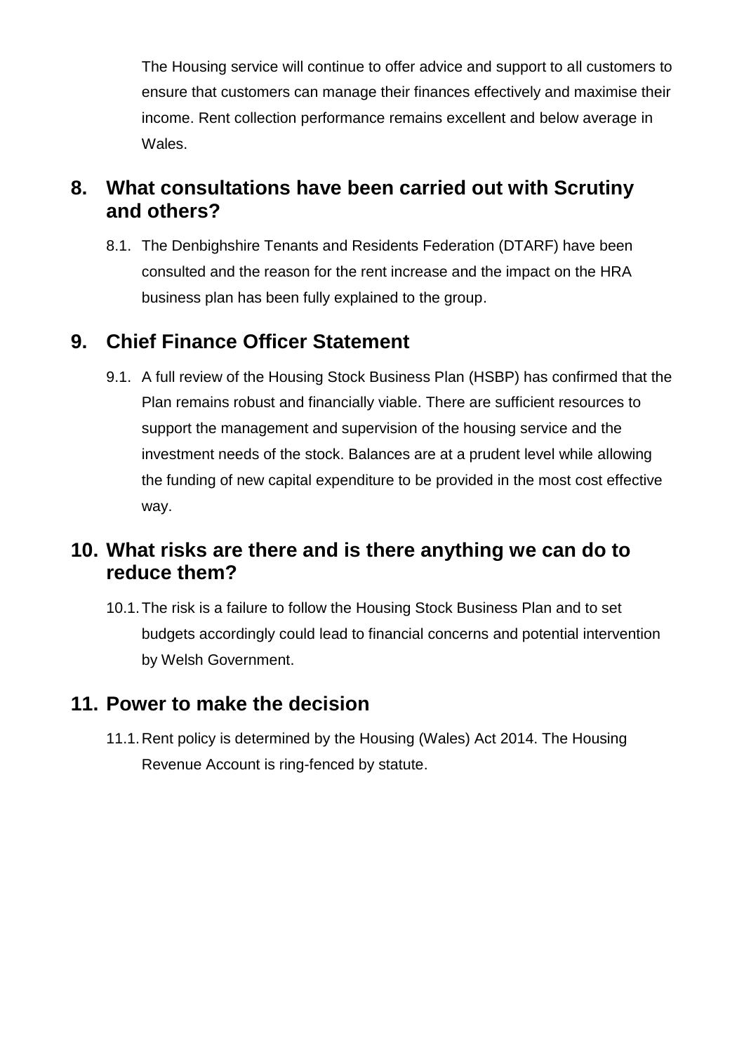The Housing service will continue to offer advice and support to all customers to ensure that customers can manage their finances effectively and maximise their income. Rent collection performance remains excellent and below average in Wales.

## 8. What consultations have been carried out with Scrutiny and others?

8.1. The Denbighshire Tenants and Residents Federation (DTARF) have been consulted and the reason for the rent increase and the impact on the HRA business plan has been fully explained to the group.

## 9. Chief Finance Officer Statement

9.1. A full review of the Housing Stock Business Plan (HSBP) has confirmed that the Plan remains robust and financially viable. There are sufficient resources to support the management and supervision of the housing service and the investment needs of the stock. Balances are at a prudent level while allowing the funding of new capital expenditure to be provided in the most cost effective way.

## 10. What risks are there and is there anything we can do to reduce them?

10.1. The risk is a failure to follow the Housing Stock Business Plan and to set budgets accordingly could lead to financial concerns and potential intervention by Welsh Government.

## 11. Power to make the decision

11.1. Rent policy is determined by the Housing (Wales) Act 2014. The Housing Revenue Account is ring-fenced by statute.